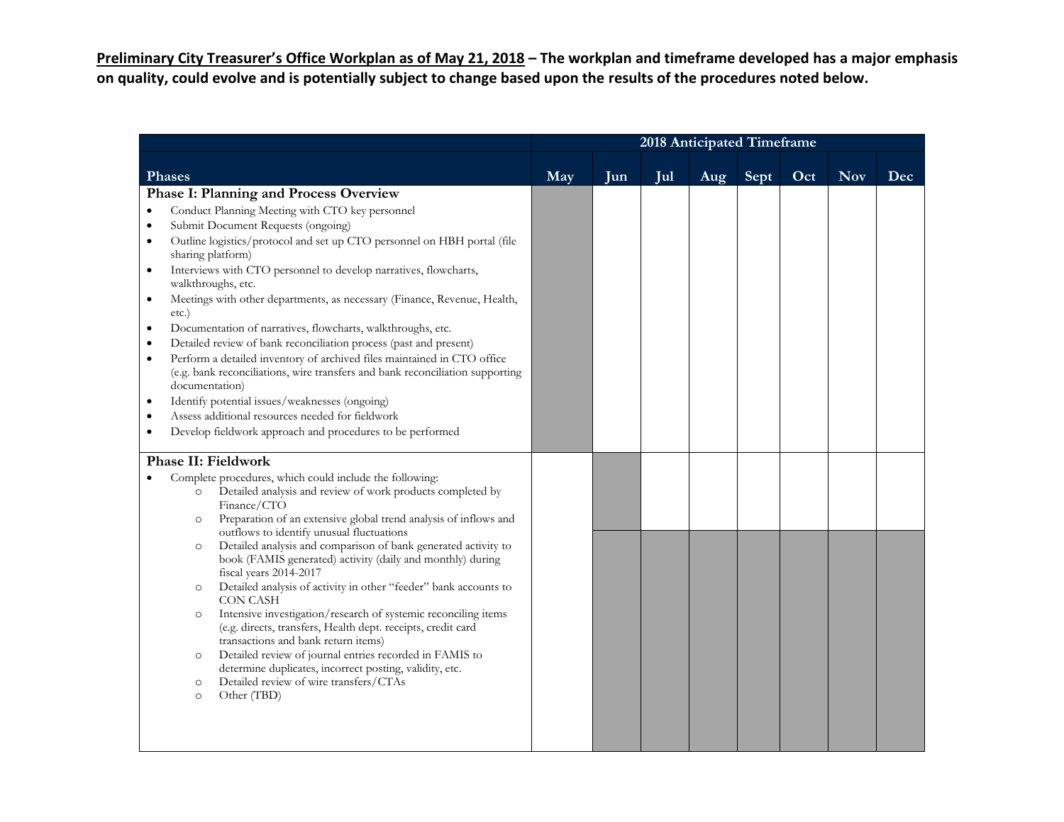**Preliminary City Treasurer's Office Workplan as of May 21, 2018 – The workplan and timeframe developed has a major emphasis on quality, could evolve and is potentially subject to change based upon the results of the procedures noted below.**

| Phases | 2018 Anticipated Timeframe | | | | | | | |
|---|---|---|---|---|---|---|---|---|
| | May | Jun | Jul | Aug | Sept | Oct | Nov | Dec |
| **Phase I: Planning and Process Overview**<br>• Conduct Planning Meeting with CTO key personnel<br>• Submit Document Requests (ongoing)<br>• Outline logistics/protocol and set up CTO personnel on HBH portal (file sharing platform)<br>• Interviews with CTO personnel to develop narratives, flowcharts, walkthroughs, etc.<br>• Meetings with other departments, as necessary (Finance, Revenue, Health, etc.)<br>• Documentation of narratives, flowcharts, walkthroughs, etc.<br>• Detailed review of bank reconciliation process (past and present)<br>• Perform a detailed inventory of archived files maintained in CTO office (e.g. bank reconciliations, wire transfers and bank reconciliation supporting documentation)<br>• Identify potential issues/weaknesses (ongoing)<br>• Assess additional resources needed for fieldwork<br>• Develop fieldwork approach and procedures to be performed | ■ | | | | | | | |
| **Phase II: Fieldwork**<br>• Complete procedures, which could include the following:<br>  ○ Detailed analysis and review of work products completed by Finance/CTO<br>  ○ Preparation of an extensive global trend analysis of inflows and outflows to identify unusual fluctuations | | ■ | | | | | | |
| ○ Detailed analysis and comparison of bank generated activity to book (FAMIS generated) activity (daily and monthly) during fiscal years 2014-2017<br>○ Detailed analysis of activity in other "feeder" bank accounts to CON CASH<br>○ Intensive investigation/research of systemic reconciling items (e.g. directs, transfers, Health dept. receipts, credit card transactions and bank return items)<br>○ Detailed review of journal entries recorded in FAMIS to determine duplicates, incorrect posting, validity, etc.<br>○ Detailed review of wire transfers/CTAs<br>○ Other (TBD) | | ■ | ■ | ■ | ■ | ■ | ■ | ■ |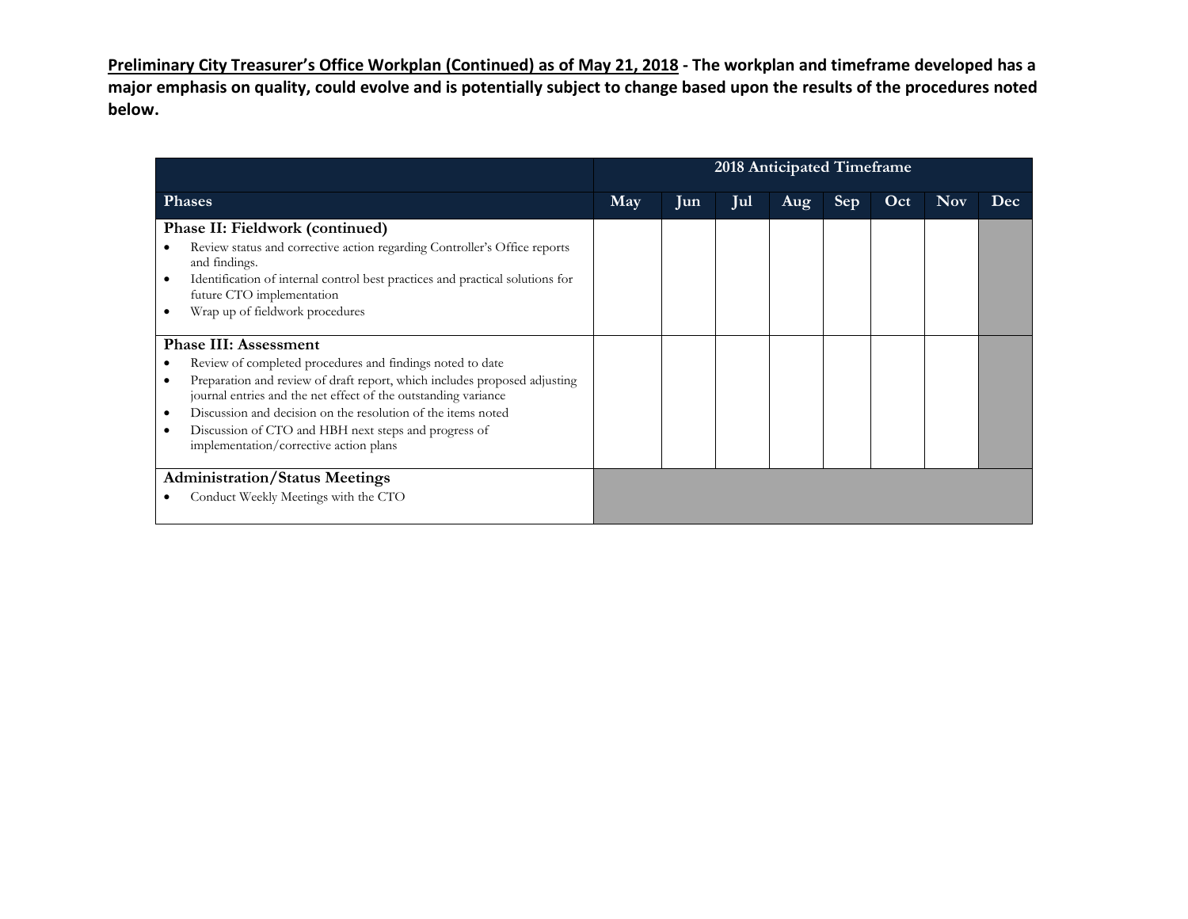**Preliminary City Treasurer's Office Workplan (Continued) as of May 21, 2018** - The workplan and timeframe developed has a major emphasis on quality, could evolve and is potentially subject to change based upon the results of the procedures noted below.

| | 2018 Anticipated Timeframe | | | | | | | |
|---|---|---|---|---|---|---|---|---|
| **Phases** | **May** | **Jun** | **Jul** | **Aug** | **Sep** | **Oct** | **Nov** | **Dec** |
| **Phase II: Fieldwork (continued)**<br>• Review status and corrective action regarding Controller's Office reports and findings.<br>• Identification of internal control best practices and practical solutions for future CTO implementation<br>• Wrap up of fieldwork procedures | | | | | | | | |
| **Phase III: Assessment**<br>• Review of completed procedures and findings noted to date<br>• Preparation and review of draft report, which includes proposed adjusting journal entries and the net effect of the outstanding variance<br>• Discussion and decision on the resolution of the items noted<br>• Discussion of CTO and HBH next steps and progress of implementation/corrective action plans | | | | | | | | |
| **Administration/Status Meetings**<br>• Conduct Weekly Meetings with the CTO | | | | | | | | |